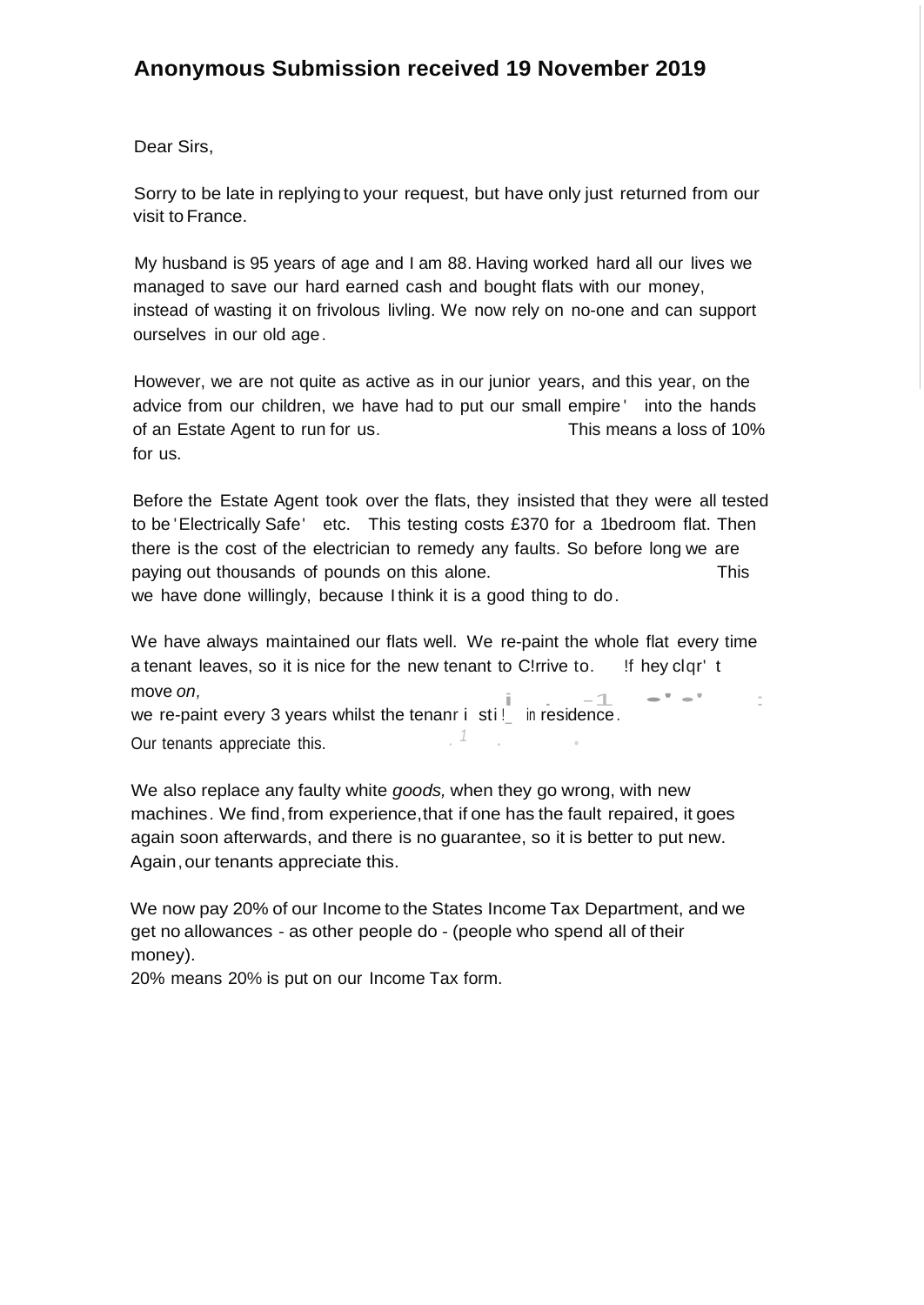## Anonymous Submission received 19 November 2019

Dear Sirs,

Sorry to be late in replying to your request, but have only just returned from our visit to France.

My husband is 95 years of age and I am 88. Having worked hard all our lives we managed to save our hard earned cash and bought flats with our money, instead of wasting it on frivolous livling. We now rely on no-one and can support ourselves in our old age.

However, we are not quite as active as in our junior years, and this year, on the advice from our children, we have had to put our small empire' into the hands of an Estate Agent to run for us. This means a loss of 10% for us.

Before the Estate Agent took over the flats, they insisted that they were all tested to be 'Electrically Safe' etc. This testing costs £370 for a 1bedroom flat. Then there is the cost of the electrician to remedy any faults. So before long we are paying out thousands of pounds on this alone. This we have done willingly, because I think it is a good thing to do.

We have always maintained our flats well. We re-paint the whole flat every time a tenant leaves, so it is nice for the new tenant to C!rrive to. !f hey clqr' t move *on,* we re-paint every 3 years whilst the tenanr i sti!_ in residence. Our tenants appreciate this.

We also replace any faulty white *goods,* when they go wrong, with new machines. We find, from experience, that if one has the fault repaired, it goes again soon afterwards, and there is no guarantee, so it is better to put new. Again, our tenants appreciate this.

We now pay 20% of our Income to the States Income Tax Department, and we get no allowances - as other people do - (people who spend all of their money).

20% means 20% is put on our Income Tax form.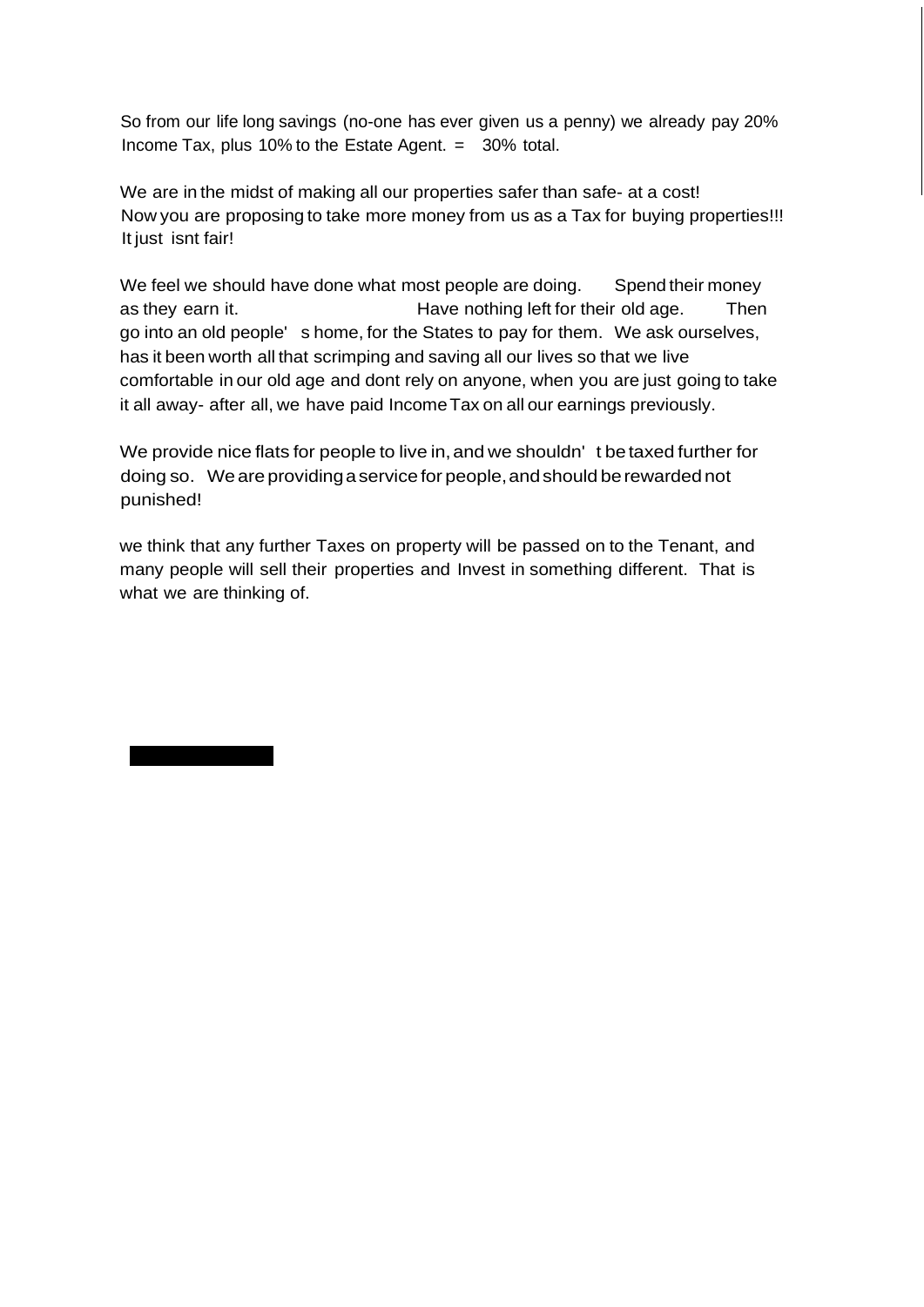So from our life long savings (no-one has ever given us a penny) we already pay 20% Income Tax, plus 10% to the Estate Agent. = 30% total.

We are in the midst of making all our properties safer than safe- at a cost! Now you are proposing to take more money from us as a Tax for buying properties!!! It just isnt fair!

We feel we should have done what most people are doing. Spend their money as they earn it. Have nothing left for their old age. Then go into an old people' s home, for the States to pay for them. We ask ourselves, has it been worth all that scrimping and saving all our lives so that we live comfortable in our old age and dont rely on anyone, when you are just going to take it all away- after all, we have paid Income Tax on all our earnings previously.

We provide nice flats for people to live in, and we shouldn' t be taxed further for doing so. We are providing a service for people, and should be rewarded not punished!

we think that any further Taxes on property will be passed on to the Tenant, and many people will sell their properties and Invest in something different. That is what we are thinking of.